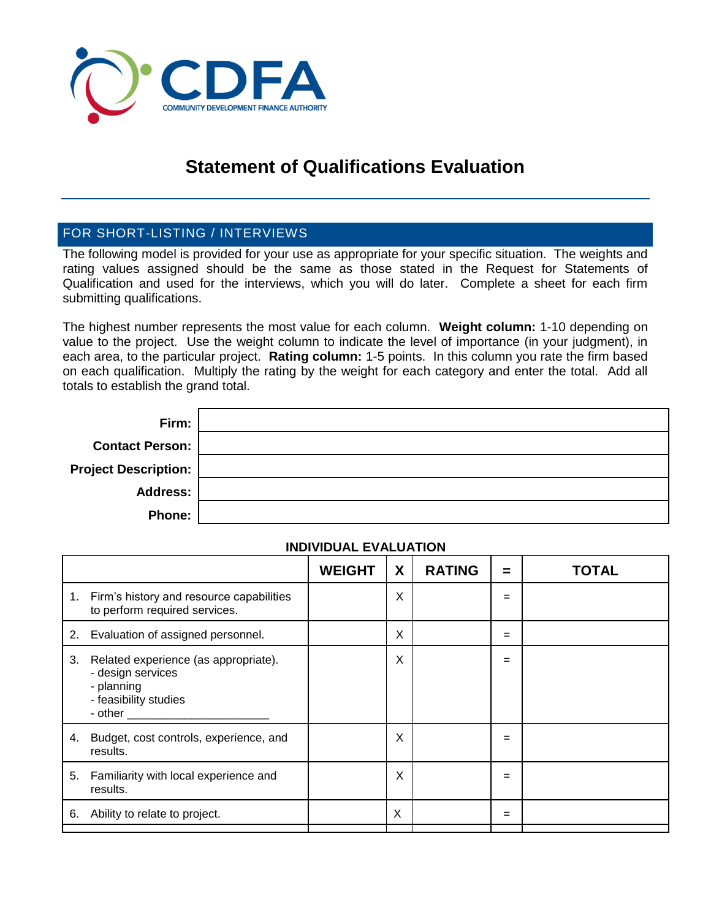CDFA
COMMUNITY DEVELOPMENT FINANCE AUTHORITY

# Statement of Qualifications Evaluation

## FOR SHORT-LISTING / INTERVIEWS

The following model is provided for your use as appropriate for your specific situation. The weights and rating values assigned should be the same as those stated in the Request for Statements of Qualification and used for the interviews, which you will do later. Complete a sheet for each firm submitting qualifications.

The highest number represents the most value for each column. **Weight column:** 1-10 depending on value to the project. Use the weight column to indicate the level of importance (in your judgment), in each area, to the particular project. **Rating column:** 1-5 points. In this column you rate the firm based on each qualification. Multiply the rating by the weight for each category and enter the total. Add all totals to establish the grand total.

| | |
|---|---|
| **Firm:** | |
| **Contact Person:** | |
| **Project Description:** | |
| **Address:** | |
| **Phone:** | |

**INDIVIDUAL EVALUATION**

| | WEIGHT | X | RATING | = | TOTAL |
|---|---|---|---|---|---|
| 1. Firm's history and resource capabilities to perform required services. | | X | | = | |
| 2. Evaluation of assigned personnel. | | X | | = | |
| 3. Related experience (as appropriate).<br>- design services<br>- planning<br>- feasibility studies<br>- other ______________________ | | X | | = | |
| 4. Budget, cost controls, experience, and results. | | X | | = | |
| 5. Familiarity with local experience and results. | | X | | = | |
| 6. Ability to relate to project. | | X | | = | |
| | | | | | |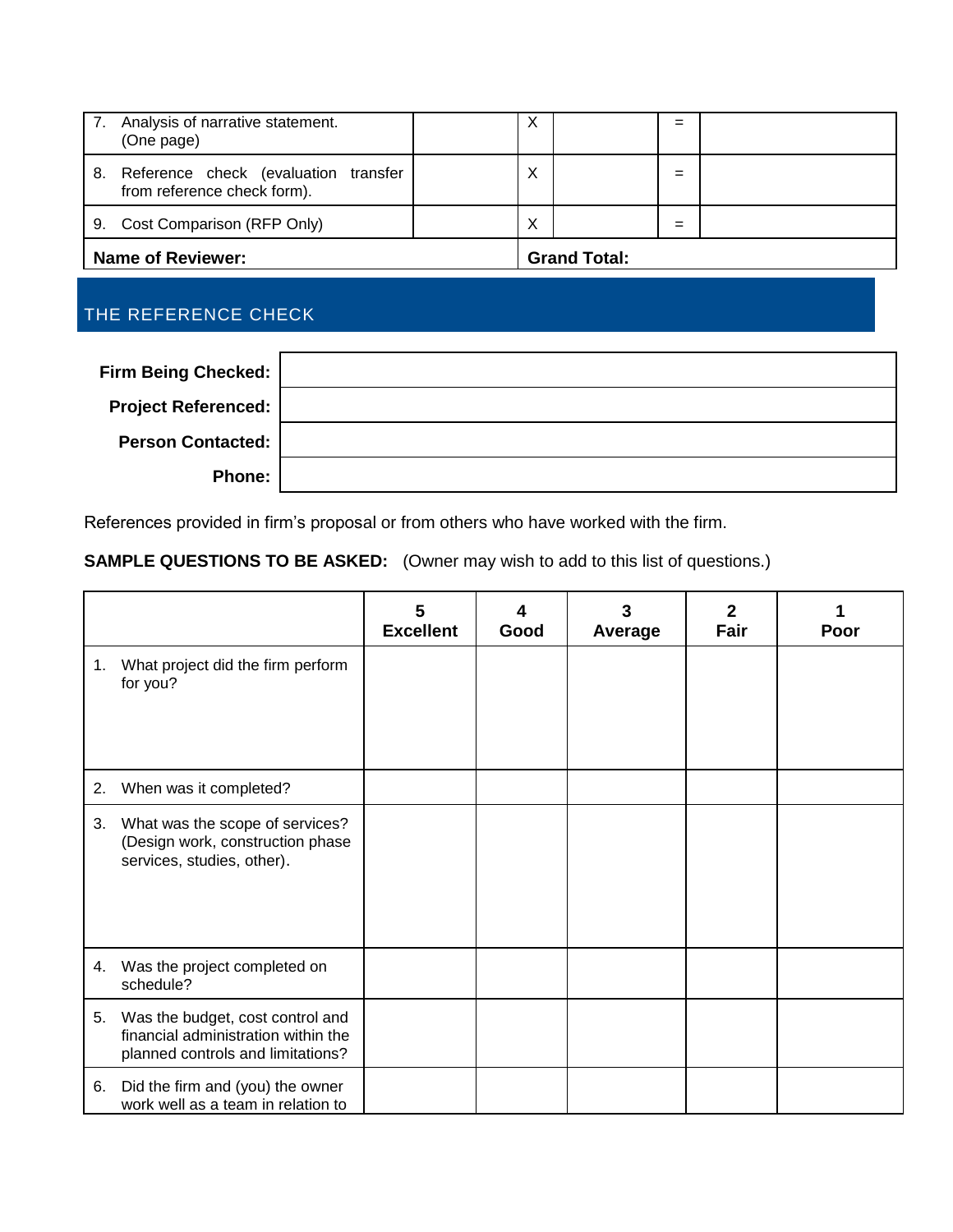| | | | | | |
|---|---|---|---|---|---|
| 7. Analysis of narrative statement. (One page) | | X | | = | |
| 8. Reference check (evaluation transfer from reference check form). | | X | | = | |
| 9. Cost Comparison (RFP Only) | | X | | = | |
| **Name of Reviewer:** | | **Grand Total:** | | | |

## THE REFERENCE CHECK

| | |
|---|---|
| **Firm Being Checked:** | |
| **Project Referenced:** | |
| **Person Contacted:** | |
| **Phone:** | |

References provided in firm's proposal or from others who have worked with the firm.

**SAMPLE QUESTIONS TO BE ASKED:** (Owner may wish to add to this list of questions.)

| | **5 Excellent** | **4 Good** | **3 Average** | **2 Fair** | **1 Poor** |
|---|---|---|---|---|---|
| 1. What project did the firm perform for you? | | | | | |
| 2. When was it completed? | | | | | |
| 3. What was the scope of services? (Design work, construction phase services, studies, other). | | | | | |
| 4. Was the project completed on schedule? | | | | | |
| 5. Was the budget, cost control and financial administration within the planned controls and limitations? | | | | | |
| 6. Did the firm and (you) the owner work well as a team in relation to | | | | | |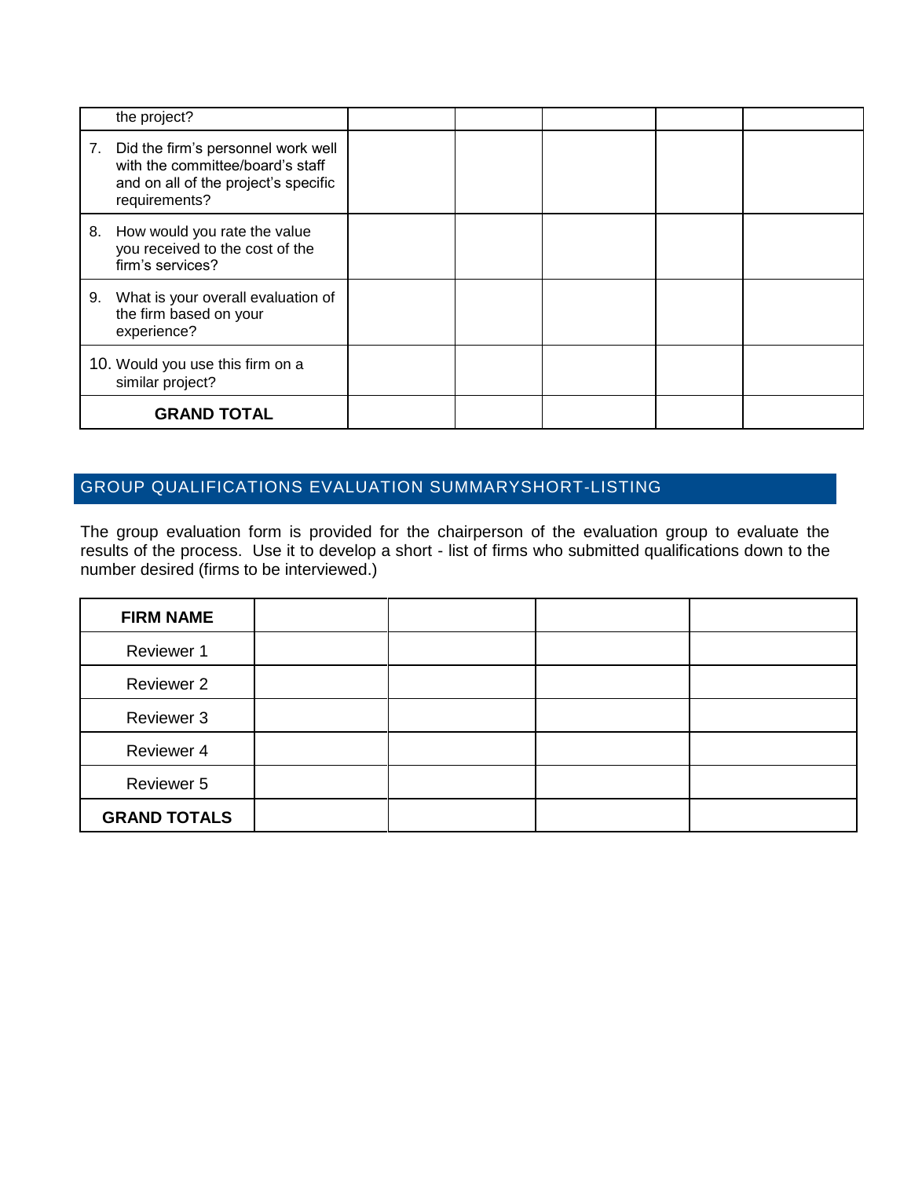| | | | | | |
|---|---|---|---|---|---|
| the project? | | | | | |
| 7. Did the firm's personnel work well with the committee/board's staff and on all of the project's specific requirements? | | | | | |
| 8. How would you rate the value you received to the cost of the firm's services? | | | | | |
| 9. What is your overall evaluation of the firm based on your experience? | | | | | |
| 10. Would you use this firm on a similar project? | | | | | |
| **GRAND TOTAL** | | | | | |

## GROUP QUALIFICATIONS EVALUATION SUMMARYSHORT-LISTING

The group evaluation form is provided for the chairperson of the evaluation group to evaluate the results of the process. Use it to develop a short - list of firms who submitted qualifications down to the number desired (firms to be interviewed.)

| **FIRM NAME** | | | | |
|---|---|---|---|---|
| Reviewer 1 | | | | |
| Reviewer 2 | | | | |
| Reviewer 3 | | | | |
| Reviewer 4 | | | | |
| Reviewer 5 | | | | |
| **GRAND TOTALS** | | | | |